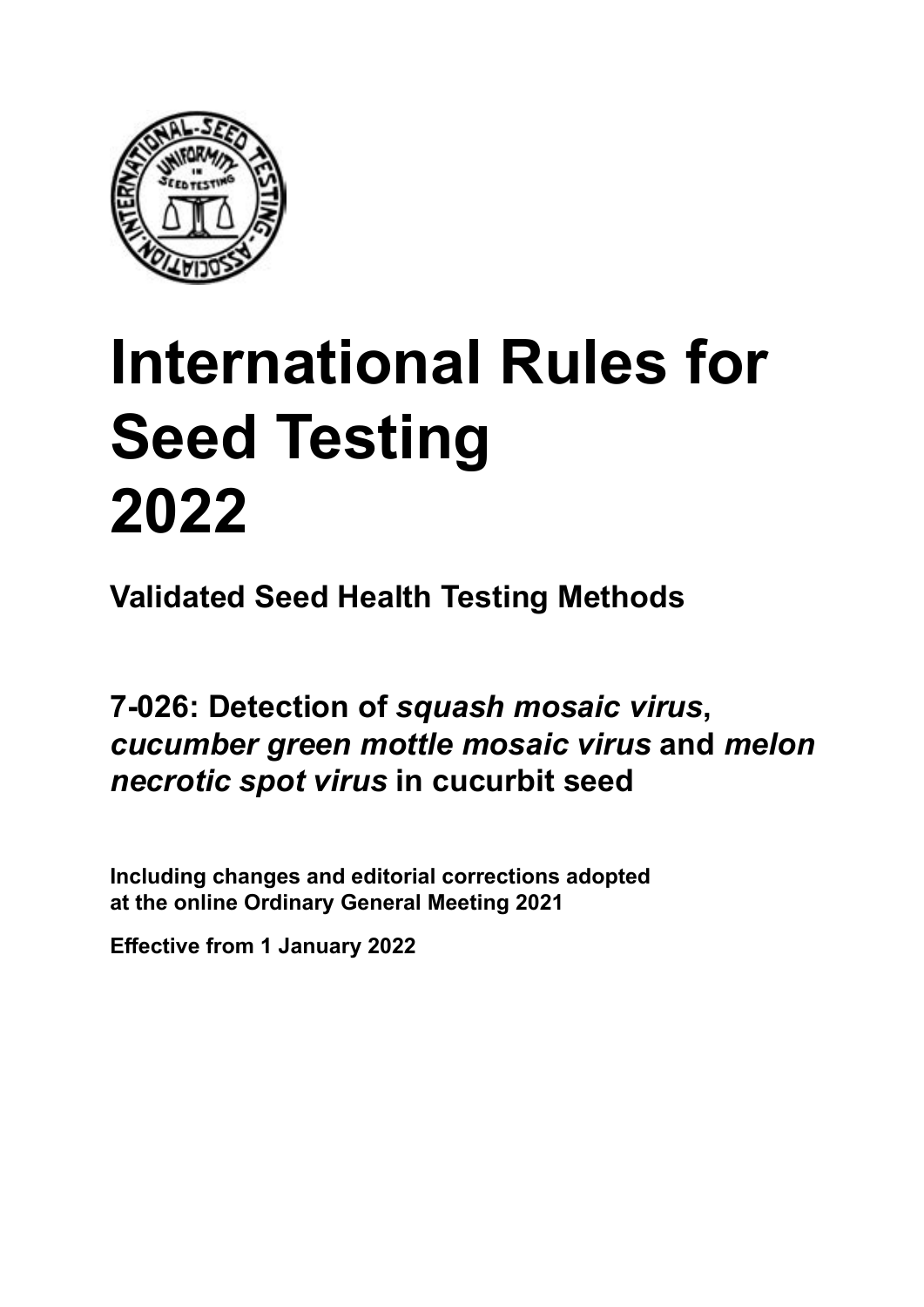# International Rules for Seed Testing 2022

**Validated Seed Health Testing Methods**

## 7-026: Detection of *squash mosaic virus*, *cucumber green mottle mosaic virus* and *melon necrotic spot virus* in cucurbit seed

**Including changes and editorial corrections adopted at the online Ordinary General Meeting 2021**

**Effective from 1 January 2022**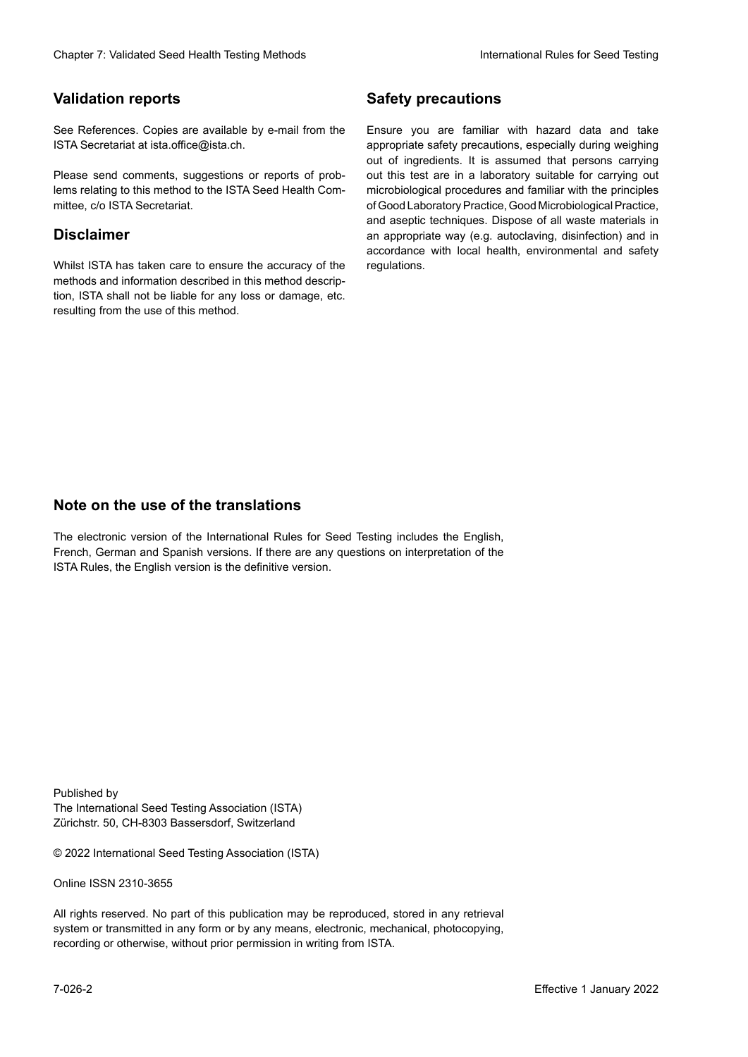## Validation reports

See References. Copies are available by e-mail from the ISTA Secretariat at ista.office@ista.ch.

Please send comments, suggestions or reports of problems relating to this method to the ISTA Seed Health Committee, c/o ISTA Secretariat.

## Disclaimer

Whilst ISTA has taken care to ensure the accuracy of the methods and information described in this method description, ISTA shall not be liable for any loss or damage, etc. resulting from the use of this method.

## Safety precautions

Ensure you are familiar with hazard data and take appropriate safety precautions, especially during weighing out of ingredients. It is assumed that persons carrying out this test are in a laboratory suitable for carrying out microbiological procedures and familiar with the principles of Good Laboratory Practice, Good Microbiological Practice, and aseptic techniques. Dispose of all waste materials in an appropriate way (e.g. autoclaving, disinfection) and in accordance with local health, environmental and safety regulations.

## Note on the use of the translations

The electronic version of the International Rules for Seed Testing includes the English, French, German and Spanish versions. If there are any questions on interpretation of the ISTA Rules, the English version is the definitive version.

Published by
The International Seed Testing Association (ISTA)
Zürichstr. 50, CH-8303 Bassersdorf, Switzerland

© 2022 International Seed Testing Association (ISTA)

Online ISSN 2310-3655

All rights reserved. No part of this publication may be reproduced, stored in any retrieval system or transmitted in any form or by any means, electronic, mechanical, photocopying, recording or otherwise, without prior permission in writing from ISTA.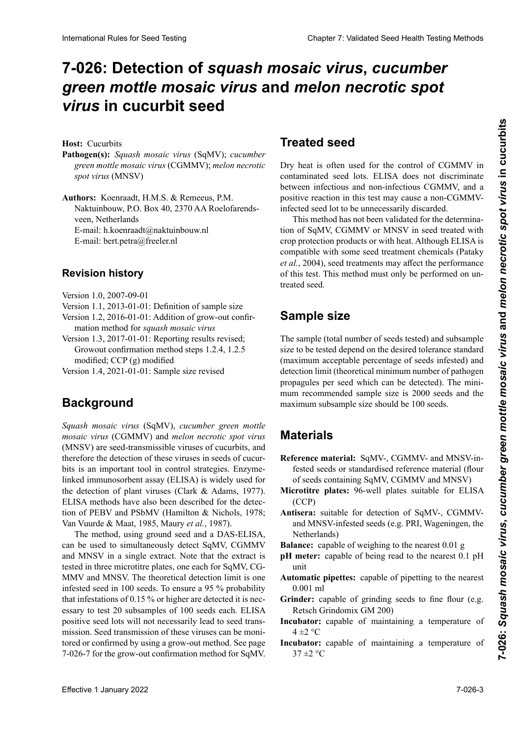# 7-026: Detection of *squash mosaic virus*, *cucumber green mottle mosaic virus* and *melon necrotic spot virus* in cucurbit seed

**Host:** Cucurbits

**Pathogen(s):** *Squash mosaic virus* (SqMV); *cucumber green mottle mosaic virus* (CGMMV); *melon necrotic spot virus* (MNSV)

**Authors:** Koenraadt, H.M.S. & Remeeus, P.M.
Naktuinbouw, P.O. Box 40, 2370 AA Roelofarendsveen, Netherlands
E-mail: h.koenraadt@naktuinbouw.nl
E-mail: bert.petra@freeler.nl

## Revision history

Version 1.0, 2007-09-01
Version 1.1, 2013-01-01: Definition of sample size
Version 1.2, 2016-01-01: Addition of grow-out confirmation method for *squash mosaic virus*
Version 1.3, 2017-01-01: Reporting results revised; Growout confirmation method steps 1.2.4, 1.2.5 modified; CCP (g) modified
Version 1.4, 2021-01-01: Sample size revised

## Background

*Squash mosaic virus* (SqMV), *cucumber green mottle mosaic virus* (CGMMV) and *melon necrotic spot virus* (MNSV) are seed-transmissible viruses of cucurbits, and therefore the detection of these viruses in seeds of cucurbits is an important tool in control strategies. Enzyme-linked immunosorbent assay (ELISA) is widely used for the detection of plant viruses (Clark & Adams, 1977). ELISA methods have also been described for the detection of PEBV and PSbMV (Hamilton & Nichols, 1978; Van Vuurde & Maat, 1985, Maury *et al.*, 1987).

The method, using ground seed and a DAS-ELISA, can be used to simultaneously detect SqMV, CGMMV and MNSV in a single extract. Note that the extract is tested in three microtitre plates, one each for SqMV, CGMMV and MNSV. The theoretical detection limit is one infested seed in 100 seeds. To ensure a 95 % probability that infestations of 0.15 % or higher are detected it is necessary to test 20 subsamples of 100 seeds each. ELISA positive seed lots will not necessarily lead to seed transmission. Seed transmission of these viruses can be monitored or confirmed by using a grow-out method. See page 7-026-7 for the grow-out confirmation method for SqMV.

## Treated seed

Dry heat is often used for the control of CGMMV in contaminated seed lots. ELISA does not discriminate between infectious and non-infectious CGMMV, and a positive reaction in this test may cause a non-CGMMV-infected seed lot to be unnecessarily discarded.

This method has not been validated for the determination of SqMV, CGMMV or MNSV in seed treated with crop protection products or with heat. Although ELISA is compatible with some seed treatment chemicals (Pataky *et al.*, 2004), seed treatments may affect the performance of this test. This method must only be performed on untreated seed.

## Sample size

The sample (total number of seeds tested) and subsample size to be tested depend on the desired tolerance standard (maximum acceptable percentage of seeds infested) and detection limit (theoretical minimum number of pathogen propagules per seed which can be detected). The minimum recommended sample size is 2000 seeds and the maximum subsample size should be 100 seeds.

## Materials

**Reference material:** SqMV-, CGMMV- and MNSV-infested seeds or standardised reference material (flour of seeds containing SqMV, CGMMV and MNSV)

**Microtitre plates:** 96-well plates suitable for ELISA (CCP)

**Antisera:** suitable for detection of SqMV-, CGMMV- and MNSV-infested seeds (e.g. PRI, Wageningen, the Netherlands)

**Balance:** capable of weighing to the nearest 0.01 g

**pH meter:** capable of being read to the nearest 0.1 pH unit

**Automatic pipettes:** capable of pipetting to the nearest 0.001 ml

**Grinder:** capable of grinding seeds to fine flour (e.g. Retsch Grindomix GM 200)

**Incubator:** capable of maintaining a temperature of 4 ±2 °C

**Incubator:** capable of maintaining a temperature of 37 ±2 °C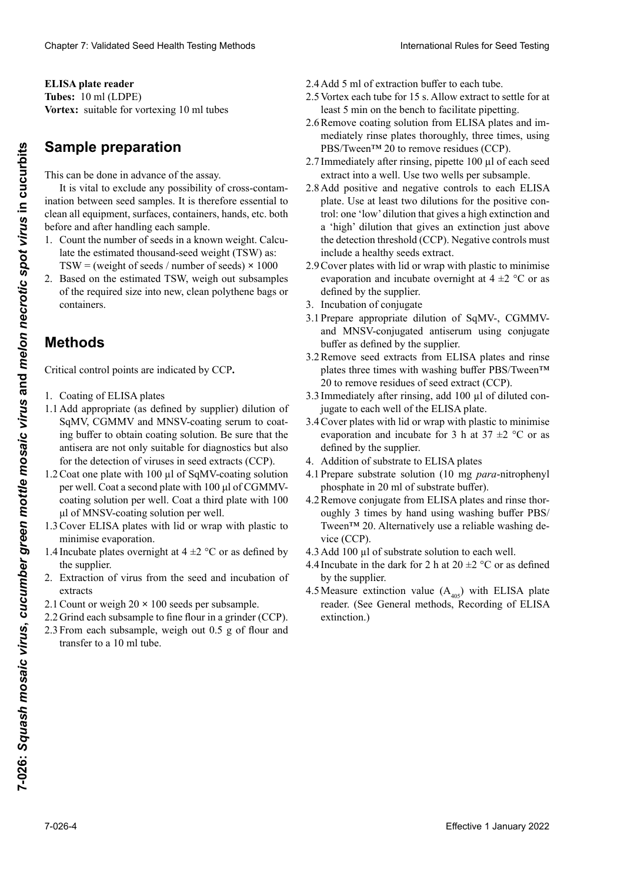**ELISA plate reader**
**Tubes:** 10 ml (LDPE)
**Vortex:** suitable for vortexing 10 ml tubes

## Sample preparation

This can be done in advance of the assay.

It is vital to exclude any possibility of cross-contamination between seed samples. It is therefore essential to clean all equipment, surfaces, containers, hands, etc. both before and after handling each sample.

1. Count the number of seeds in a known weight. Calculate the estimated thousand-seed weight (TSW) as: TSW = (weight of seeds / number of seeds) × 1000
2. Based on the estimated TSW, weigh out subsamples of the required size into new, clean polythene bags or containers.

## Methods

Critical control points are indicated by CCP**.**

1. Coating of ELISA plates

1.1 Add appropriate (as defined by supplier) dilution of SqMV, CGMMV and MNSV-coating serum to coating buffer to obtain coating solution. Be sure that the antisera are not only suitable for diagnostics but also for the detection of viruses in seed extracts (CCP).

1.2 Coat one plate with 100 µl of SqMV-coating solution per well. Coat a second plate with 100 µl of CGMMV-coating solution per well. Coat a third plate with 100 µl of MNSV-coating solution per well.

1.3 Cover ELISA plates with lid or wrap with plastic to minimise evaporation.

1.4 Incubate plates overnight at 4 ±2 °C or as defined by the supplier.

2. Extraction of virus from the seed and incubation of extracts

2.1 Count or weigh 20 × 100 seeds per subsample.

2.2 Grind each subsample to fine flour in a grinder (CCP).

2.3 From each subsample, weigh out 0.5 g of flour and transfer to a 10 ml tube.

2.4 Add 5 ml of extraction buffer to each tube.

2.5 Vortex each tube for 15 s. Allow extract to settle for at least 5 min on the bench to facilitate pipetting.

2.6 Remove coating solution from ELISA plates and immediately rinse plates thoroughly, three times, using PBS/Tween™ 20 to remove residues (CCP).

2.7 Immediately after rinsing, pipette 100 µl of each seed extract into a well. Use two wells per subsample.

2.8 Add positive and negative controls to each ELISA plate. Use at least two dilutions for the positive control: one 'low' dilution that gives a high extinction and a 'high' dilution that gives an extinction just above the detection threshold (CCP). Negative controls must include a healthy seeds extract.

2.9 Cover plates with lid or wrap with plastic to minimise evaporation and incubate overnight at 4 ±2 °C or as defined by the supplier.

3. Incubation of conjugate

3.1 Prepare appropriate dilution of SqMV-, CGMMV- and MNSV-conjugated antiserum using conjugate buffer as defined by the supplier.

3.2 Remove seed extracts from ELISA plates and rinse plates three times with washing buffer PBS/Tween™ 20 to remove residues of seed extract (CCP).

3.3 Immediately after rinsing, add 100 µl of diluted conjugate to each well of the ELISA plate.

3.4 Cover plates with lid or wrap with plastic to minimise evaporation and incubate for 3 h at 37 ±2 °C or as defined by the supplier.

4. Addition of substrate to ELISA plates

4.1 Prepare substrate solution (10 mg *para*-nitrophenyl phosphate in 20 ml of substrate buffer).

4.2 Remove conjugate from ELISA plates and rinse thoroughly 3 times by hand using washing buffer PBS/Tween™ 20. Alternatively use a reliable washing device (CCP).

4.3 Add 100 µl of substrate solution to each well.

4.4 Incubate in the dark for 2 h at 20 ±2 °C or as defined by the supplier.

4.5 Measure extinction value ($A_{405}$) with ELISA plate reader. (See General methods, Recording of ELISA extinction.)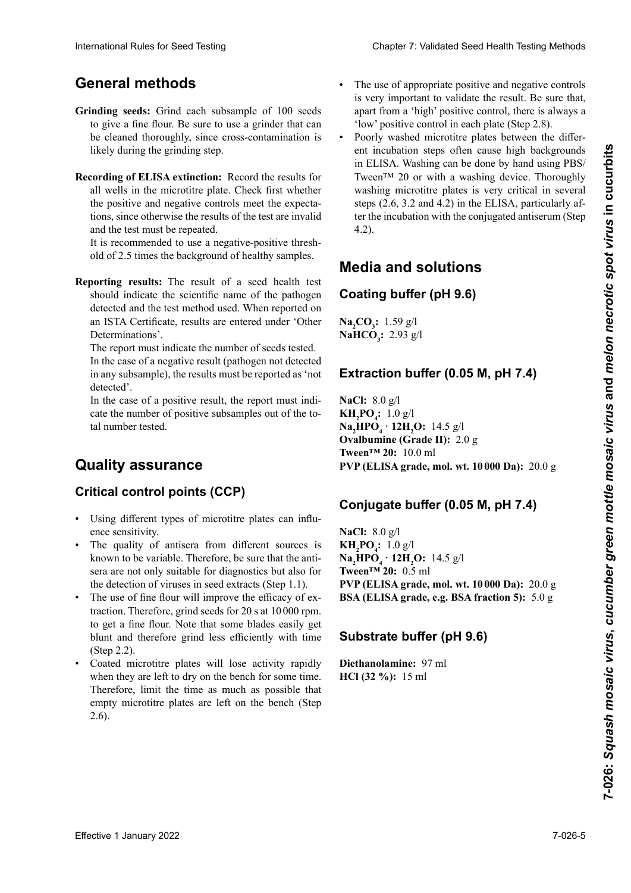## General methods

**Grinding seeds:** Grind each subsample of 100 seeds to give a fine flour. Be sure to use a grinder that can be cleaned thoroughly, since cross-contamination is likely during the grinding step.

**Recording of ELISA extinction:** Record the results for all wells in the microtitre plate. Check first whether the positive and negative controls meet the expectations, since otherwise the results of the test are invalid and the test must be repeated.

It is recommended to use a negative-positive threshold of 2.5 times the background of healthy samples.

**Reporting results:** The result of a seed health test should indicate the scientific name of the pathogen detected and the test method used. When reported on an ISTA Certificate, results are entered under 'Other Determinations'.

The report must indicate the number of seeds tested.

In the case of a negative result (pathogen not detected in any subsample), the results must be reported as 'not detected'.

In the case of a positive result, the report must indicate the number of positive subsamples out of the total number tested.

## Quality assurance

### Critical control points (CCP)

- Using different types of microtitre plates can influence sensitivity.
- The quality of antisera from different sources is known to be variable. Therefore, be sure that the antisera are not only suitable for diagnostics but also for the detection of viruses in seed extracts (Step 1.1).
- The use of fine flour will improve the efficacy of extraction. Therefore, grind seeds for 20 s at 10 000 rpm. to get a fine flour. Note that some blades easily get blunt and therefore grind less efficiently with time (Step 2.2).
- Coated microtitre plates will lose activity rapidly when they are left to dry on the bench for some time. Therefore, limit the time as much as possible that empty microtitre plates are left on the bench (Step 2.6).
- The use of appropriate positive and negative controls is very important to validate the result. Be sure that, apart from a 'high' positive control, there is always a 'low' positive control in each plate (Step 2.8).
- Poorly washed microtitre plates between the different incubation steps often cause high backgrounds in ELISA. Washing can be done by hand using PBS/Tween™ 20 or with a washing device. Thoroughly washing microtitre plates is very critical in several steps (2.6, 3.2 and 4.2) in the ELISA, particularly after the incubation with the conjugated antiserum (Step 4.2).

## Media and solutions

### Coating buffer (pH 9.6)

**$Na_2CO_3$:** 1.59 g/l
**$NaHCO_3$:** 2.93 g/l

### Extraction buffer (0.05 M, pH 7.4)

**NaCl:** 8.0 g/l
**$KH_2PO_4$:** 1.0 g/l
**$Na_2HPO_4 \cdot 12H_2O$:** 14.5 g/l
**Ovalbumine (Grade II):** 2.0 g
**Tween™ 20:** 10.0 ml
**PVP (ELISA grade, mol. wt. 10 000 Da):** 20.0 g

### Conjugate buffer (0.05 M, pH 7.4)

**NaCl:** 8.0 g/l
**$KH_2PO_4$:** 1.0 g/l
**$Na_2HPO_4 \cdot 12H_2O$:** 14.5 g/l
**Tween™ 20:** 0.5 ml
**PVP (ELISA grade, mol. wt. 10 000 Da):** 20.0 g
**BSA (ELISA grade, e.g. BSA fraction 5):** 5.0 g

### Substrate buffer (pH 9.6)

**Diethanolamine:** 97 ml
**HCl (32 %):** 15 ml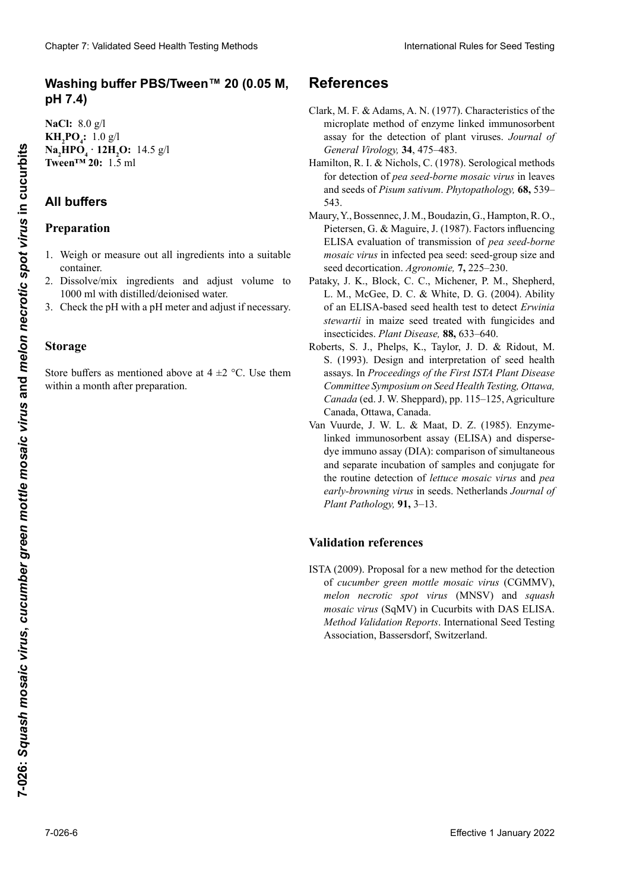## Washing buffer PBS/Tween™ 20 (0.05 M, pH 7.4)

**NaCl:** 8.0 g/l
**$KH_2PO_4$:** 1.0 g/l
**$Na_2HPO_4 \cdot 12H_2O$:** 14.5 g/l
**Tween™ 20:** 1.5 ml

## All buffers

### Preparation

1. Weigh or measure out all ingredients into a suitable container.
2. Dissolve/mix ingredients and adjust volume to 1000 ml with distilled/deionised water.
3. Check the pH with a pH meter and adjust if necessary.

### Storage

Store buffers as mentioned above at 4 ±2 °C. Use them within a month after preparation.

# References

Clark, M. F. & Adams, A. N. (1977). Characteristics of the microplate method of enzyme linked immunosorbent assay for the detection of plant viruses. *Journal of General Virology,* **34**, 475–483.

Hamilton, R. I. & Nichols, C. (1978). Serological methods for detection of *pea seed-borne mosaic virus* in leaves and seeds of *Pisum sativum*. *Phytopathology,* **68,** 539–543.

Maury, Y., Bossennec, J. M., Boudazin, G., Hampton, R. O., Pietersen, G. & Maguire, J. (1987). Factors influencing ELISA evaluation of transmission of *pea seed-borne mosaic virus* in infected pea seed: seed-group size and seed decortication. *Agronomie,* **7,** 225–230.

Pataky, J. K., Block, C. C., Michener, P. M., Shepherd, L. M., McGee, D. C. & White, D. G. (2004). Ability of an ELISA-based seed health test to detect *Erwinia stewartii* in maize seed treated with fungicides and insecticides. *Plant Disease,* **88,** 633–640.

Roberts, S. J., Phelps, K., Taylor, J. D. & Ridout, M. S. (1993). Design and interpretation of seed health assays. In *Proceedings of the First ISTA Plant Disease Committee Symposium on Seed Health Testing, Ottawa, Canada* (ed. J. W. Sheppard), pp. 115–125, Agriculture Canada, Ottawa, Canada.

Van Vuurde, J. W. L. & Maat, D. Z. (1985). Enzyme-linked immunosorbent assay (ELISA) and disperse-dye immuno assay (DIA): comparison of simultaneous and separate incubation of samples and conjugate for the routine detection of *lettuce mosaic virus* and *pea early-browning virus* in seeds. Netherlands *Journal of Plant Pathology,* **91,** 3–13.

### Validation references

ISTA (2009). Proposal for a new method for the detection of *cucumber green mottle mosaic virus* (CGMMV), *melon necrotic spot virus* (MNSV) and *squash mosaic virus* (SqMV) in Cucurbits with DAS ELISA. *Method Validation Reports*. International Seed Testing Association, Bassersdorf, Switzerland.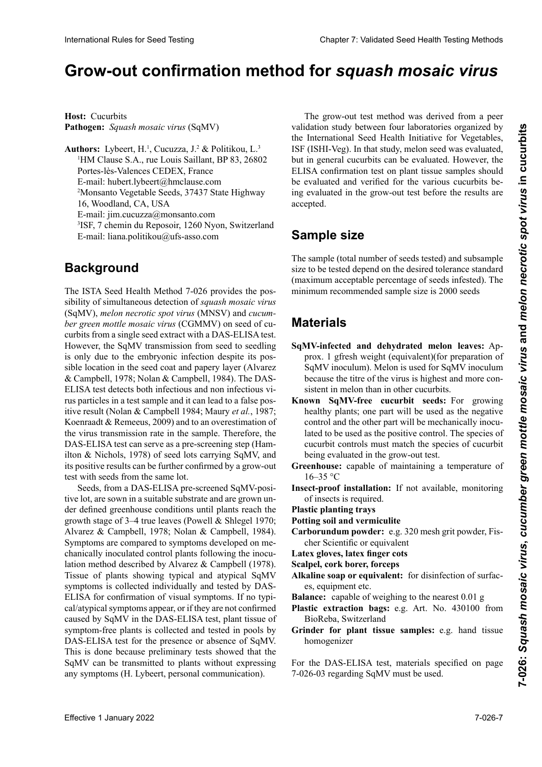# Grow-out confirmation method for *squash mosaic virus*

**Host:** Cucurbits
**Pathogen:** *Squash mosaic virus* (SqMV)

**Authors:** Lybeert, H.[1], Cucuzza, J.[2] & Politikou, L.[3]
[1]HM Clause S.A., rue Louis Saillant, BP 83, 26802 Portes-lès-Valences CEDEX, France
E-mail: hubert.lybeert@hmclause.com
[2]Monsanto Vegetable Seeds, 37437 State Highway 16, Woodland, CA, USA
E-mail: jim.cucuzza@monsanto.com
[3]ISF, 7 chemin du Reposoir, 1260 Nyon, Switzerland
E-mail: liana.politikou@ufs-asso.com

## Background

The ISTA Seed Health Method 7-026 provides the possibility of simultaneous detection of *squash mosaic virus* (SqMV), *melon necrotic spot virus* (MNSV) and *cucumber green mottle mosaic virus* (CGMMV) on seed of cucurbits from a single seed extract with a DAS-ELISA test. However, the SqMV transmission from seed to seedling is only due to the embryonic infection despite its possible location in the seed coat and papery layer (Alvarez & Campbell, 1978; Nolan & Campbell, 1984). The DAS-ELISA test detects both infectious and non infectious virus particles in a test sample and it can lead to a false positive result (Nolan & Campbell 1984; Maury *et al.*, 1987; Koenraadt & Remeeus, 2009) and to an overestimation of the virus transmission rate in the sample. Therefore, the DAS-ELISA test can serve as a pre-screening step (Hamilton & Nichols, 1978) of seed lots carrying SqMV, and its positive results can be further confirmed by a grow-out test with seeds from the same lot.

Seeds, from a DAS-ELISA pre-screened SqMV-positive lot, are sown in a suitable substrate and are grown under defined greenhouse conditions until plants reach the growth stage of 3–4 true leaves (Powell & Shlegel 1970; Alvarez & Campbell, 1978; Nolan & Campbell, 1984). Symptoms are compared to symptoms developed on mechanically inoculated control plants following the inoculation method described by Alvarez & Campbell (1978). Tissue of plants showing typical and atypical SqMV symptoms is collected individually and tested by DAS-ELISA for confirmation of visual symptoms. If no typical/atypical symptoms appear, or if they are not confirmed caused by SqMV in the DAS-ELISA test, plant tissue of symptom-free plants is collected and tested in pools by DAS-ELISA test for the presence or absence of SqMV. This is done because preliminary tests showed that the SqMV can be transmitted to plants without expressing any symptoms (H. Lybeert, personal communication).

The grow-out test method was derived from a peer validation study between four laboratories organized by the International Seed Health Initiative for Vegetables, ISF (ISHI-Veg). In that study, melon seed was evaluated, but in general cucurbits can be evaluated. However, the ELISA confirmation test on plant tissue samples should be evaluated and verified for the various cucurbits being evaluated in the grow-out test before the results are accepted.

## Sample size

The sample (total number of seeds tested) and subsample size to be tested depend on the desired tolerance standard (maximum acceptable percentage of seeds infested). The minimum recommended sample size is 2000 seeds

## Materials

**SqMV-infected and dehydrated melon leaves:** Approx. 1 gfresh weight (equivalent)(for preparation of SqMV inoculum). Melon is used for SqMV inoculum because the titre of the virus is highest and more consistent in melon than in other cucurbits.

**Known SqMV-free cucurbit seeds:** For growing healthy plants; one part will be used as the negative control and the other part will be mechanically inoculated to be used as the positive control. The species of cucurbit controls must match the species of cucurbit being evaluated in the grow-out test.

**Greenhouse:** capable of maintaining a temperature of 16–35 °C

**Insect-proof installation:** If not available, monitoring of insects is required.

**Plastic planting trays**

**Potting soil and vermiculite**

**Carborundum powder:** e.g. 320 mesh grit powder, Fischer Scientific or equivalent

**Latex gloves, latex finger cots**

**Scalpel, cork borer, forceps**

**Alkaline soap or equivalent:** for disinfection of surfaces, equipment etc.

**Balance:** capable of weighing to the nearest 0.01 g

**Plastic extraction bags:** e.g. Art. No. 430100 from BioReba, Switzerland

**Grinder for plant tissue samples:** e.g. hand tissue homogenizer

For the DAS-ELISA test, materials specified on page 7-026-03 regarding SqMV must be used.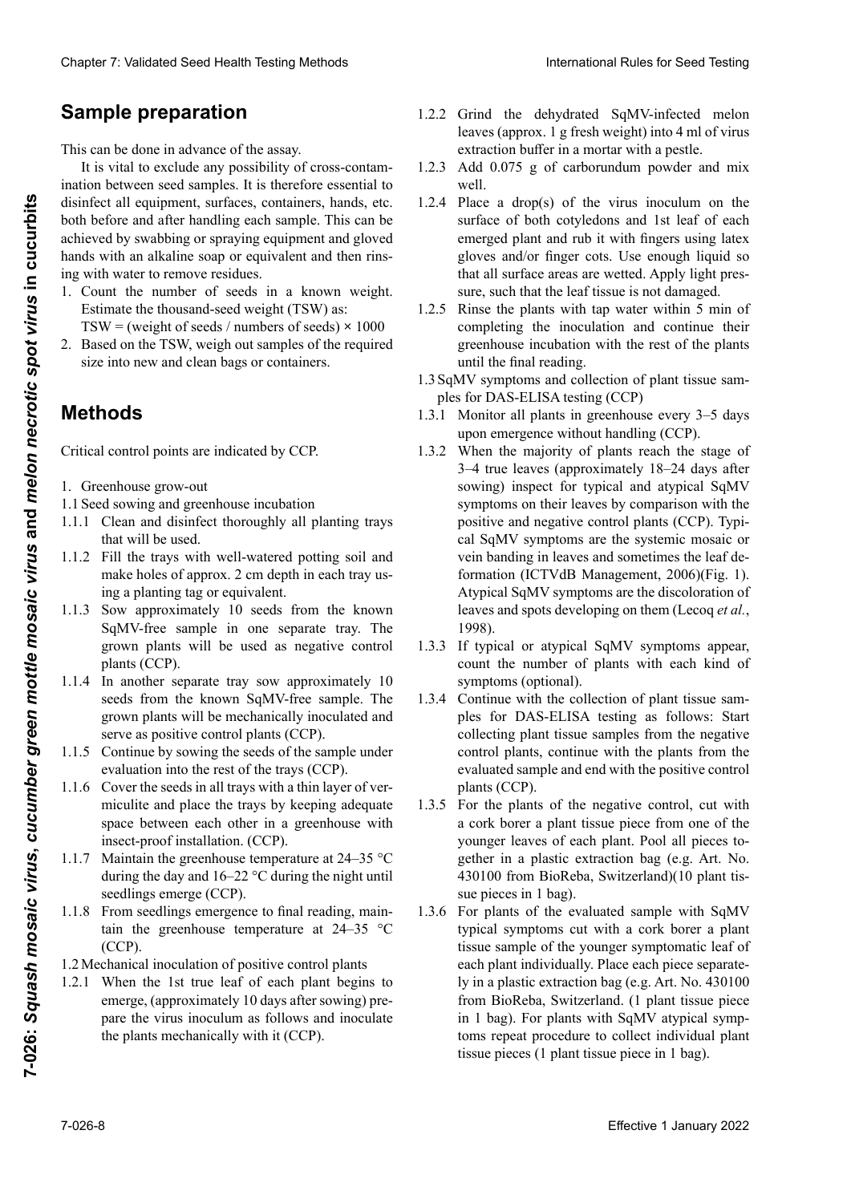## Sample preparation

This can be done in advance of the assay.

It is vital to exclude any possibility of cross-contamination between seed samples. It is therefore essential to disinfect all equipment, surfaces, containers, hands, etc. both before and after handling each sample. This can be achieved by swabbing or spraying equipment and gloved hands with an alkaline soap or equivalent and then rinsing with water to remove residues.

1. Count the number of seeds in a known weight. Estimate the thousand-seed weight (TSW) as:
   TSW = (weight of seeds / numbers of seeds) × 1000
2. Based on the TSW, weigh out samples of the required size into new and clean bags or containers.

## Methods

Critical control points are indicated by CCP.

1. Greenhouse grow-out

1.1 Seed sowing and greenhouse incubation

1.1.1 Clean and disinfect thoroughly all planting trays that will be used.

1.1.2 Fill the trays with well-watered potting soil and make holes of approx. 2 cm depth in each tray using a planting tag or equivalent.

1.1.3 Sow approximately 10 seeds from the known SqMV-free sample in one separate tray. The grown plants will be used as negative control plants (CCP).

1.1.4 In another separate tray sow approximately 10 seeds from the known SqMV-free sample. The grown plants will be mechanically inoculated and serve as positive control plants (CCP).

1.1.5 Continue by sowing the seeds of the sample under evaluation into the rest of the trays (CCP).

1.1.6 Cover the seeds in all trays with a thin layer of vermiculite and place the trays by keeping adequate space between each other in a greenhouse with insect-proof installation. (CCP).

1.1.7 Maintain the greenhouse temperature at 24–35 °C during the day and 16–22 °C during the night until seedlings emerge (CCP).

1.1.8 From seedlings emergence to final reading, maintain the greenhouse temperature at 24–35 °C (CCP).

1.2 Mechanical inoculation of positive control plants

1.2.1 When the 1st true leaf of each plant begins to emerge, (approximately 10 days after sowing) prepare the virus inoculum as follows and inoculate the plants mechanically with it (CCP).

1.2.2 Grind the dehydrated SqMV-infected melon leaves (approx. 1 g fresh weight) into 4 ml of virus extraction buffer in a mortar with a pestle.

1.2.3 Add 0.075 g of carborundum powder and mix well.

1.2.4 Place a drop(s) of the virus inoculum on the surface of both cotyledons and 1st leaf of each emerged plant and rub it with fingers using latex gloves and/or finger cots. Use enough liquid so that all surface areas are wetted. Apply light pressure, such that the leaf tissue is not damaged.

1.2.5 Rinse the plants with tap water within 5 min of completing the inoculation and continue their greenhouse incubation with the rest of the plants until the final reading.

1.3 SqMV symptoms and collection of plant tissue samples for DAS-ELISA testing (CCP)

1.3.1 Monitor all plants in greenhouse every 3–5 days upon emergence without handling (CCP).

1.3.2 When the majority of plants reach the stage of 3–4 true leaves (approximately 18–24 days after sowing) inspect for typical and atypical SqMV symptoms on their leaves by comparison with the positive and negative control plants (CCP). Typical SqMV symptoms are the systemic mosaic or vein banding in leaves and sometimes the leaf deformation (ICTVdB Management, 2006)(Fig. 1). Atypical SqMV symptoms are the discoloration of leaves and spots developing on them (Lecoq *et al.*, 1998).

1.3.3 If typical or atypical SqMV symptoms appear, count the number of plants with each kind of symptoms (optional).

1.3.4 Continue with the collection of plant tissue samples for DAS-ELISA testing as follows: Start collecting plant tissue samples from the negative control plants, continue with the plants from the evaluated sample and end with the positive control plants (CCP).

1.3.5 For the plants of the negative control, cut with a cork borer a plant tissue piece from one of the younger leaves of each plant. Pool all pieces together in a plastic extraction bag (e.g. Art. No. 430100 from BioReba, Switzerland)(10 plant tissue pieces in 1 bag).

1.3.6 For plants of the evaluated sample with SqMV typical symptoms cut with a cork borer a plant tissue sample of the younger symptomatic leaf of each plant individually. Place each piece separately in a plastic extraction bag (e.g. Art. No. 430100 from BioReba, Switzerland. (1 plant tissue piece in 1 bag). For plants with SqMV atypical symptoms repeat procedure to collect individual plant tissue pieces (1 plant tissue piece in 1 bag).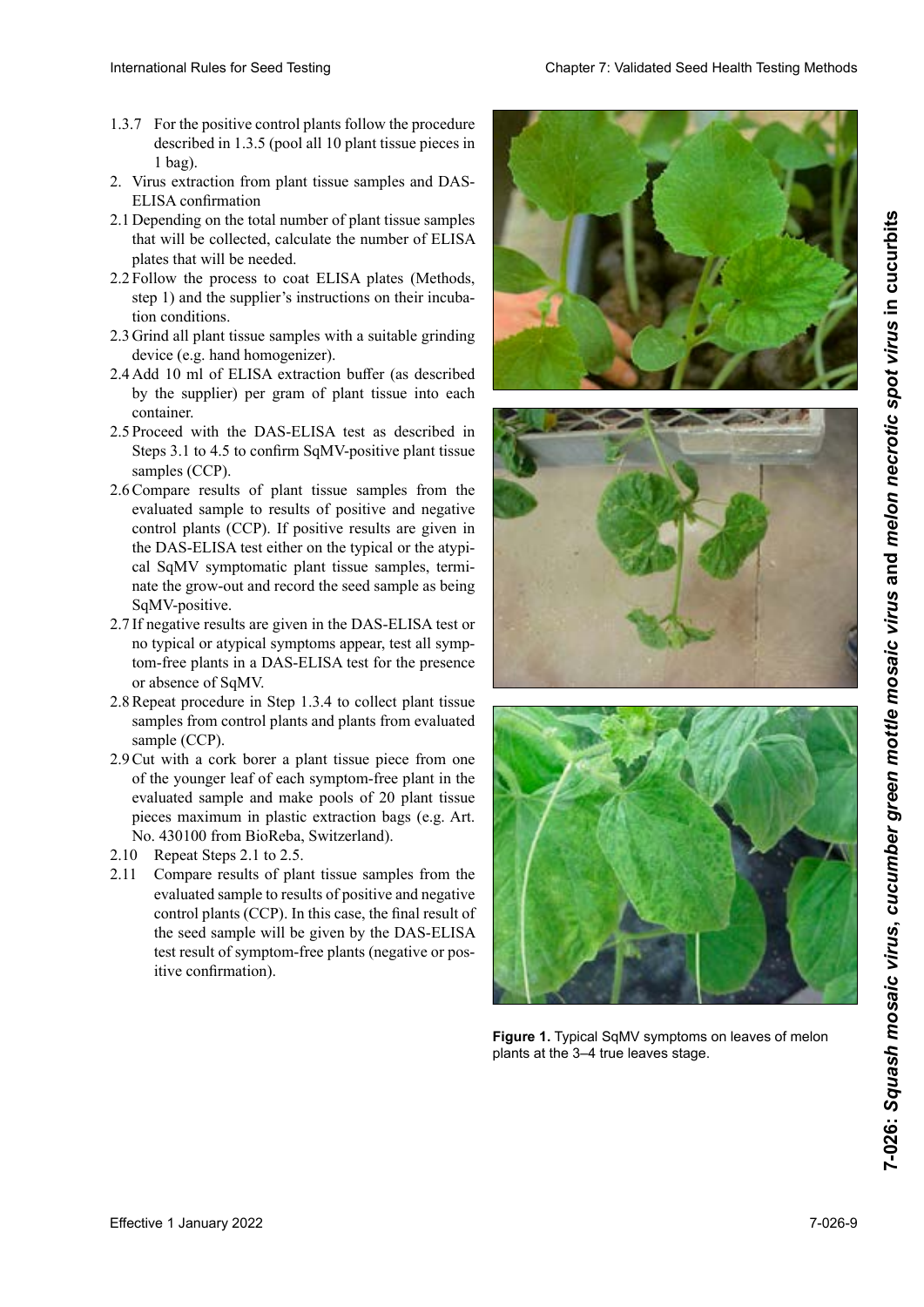1.3.7 For the positive control plants follow the procedure described in 1.3.5 (pool all 10 plant tissue pieces in 1 bag).

2. Virus extraction from plant tissue samples and DAS-ELISA confirmation

2.1 Depending on the total number of plant tissue samples that will be collected, calculate the number of ELISA plates that will be needed.

2.2 Follow the process to coat ELISA plates (Methods, step 1) and the supplier's instructions on their incubation conditions.

2.3 Grind all plant tissue samples with a suitable grinding device (e.g. hand homogenizer).

2.4 Add 10 ml of ELISA extraction buffer (as described by the supplier) per gram of plant tissue into each container.

2.5 Proceed with the DAS-ELISA test as described in Steps 3.1 to 4.5 to confirm SqMV-positive plant tissue samples (CCP).

2.6 Compare results of plant tissue samples from the evaluated sample to results of positive and negative control plants (CCP). If positive results are given in the DAS-ELISA test either on the typical or the atypical SqMV symptomatic plant tissue samples, terminate the grow-out and record the seed sample as being SqMV-positive.

2.7 If negative results are given in the DAS-ELISA test or no typical or atypical symptoms appear, test all symptom-free plants in a DAS-ELISA test for the presence or absence of SqMV.

2.8 Repeat procedure in Step 1.3.4 to collect plant tissue samples from control plants and plants from evaluated sample (CCP).

2.9 Cut with a cork borer a plant tissue piece from one of the younger leaf of each symptom-free plant in the evaluated sample and make pools of 20 plant tissue pieces maximum in plastic extraction bags (e.g. Art. No. 430100 from BioReba, Switzerland).

2.10 Repeat Steps 2.1 to 2.5.

2.11 Compare results of plant tissue samples from the evaluated sample to results of positive and negative control plants (CCP). In this case, the final result of the seed sample will be given by the DAS-ELISA test result of symptom-free plants (negative or positive confirmation).

**Figure 1.** Typical SqMV symptoms on leaves of melon plants at the 3–4 true leaves stage.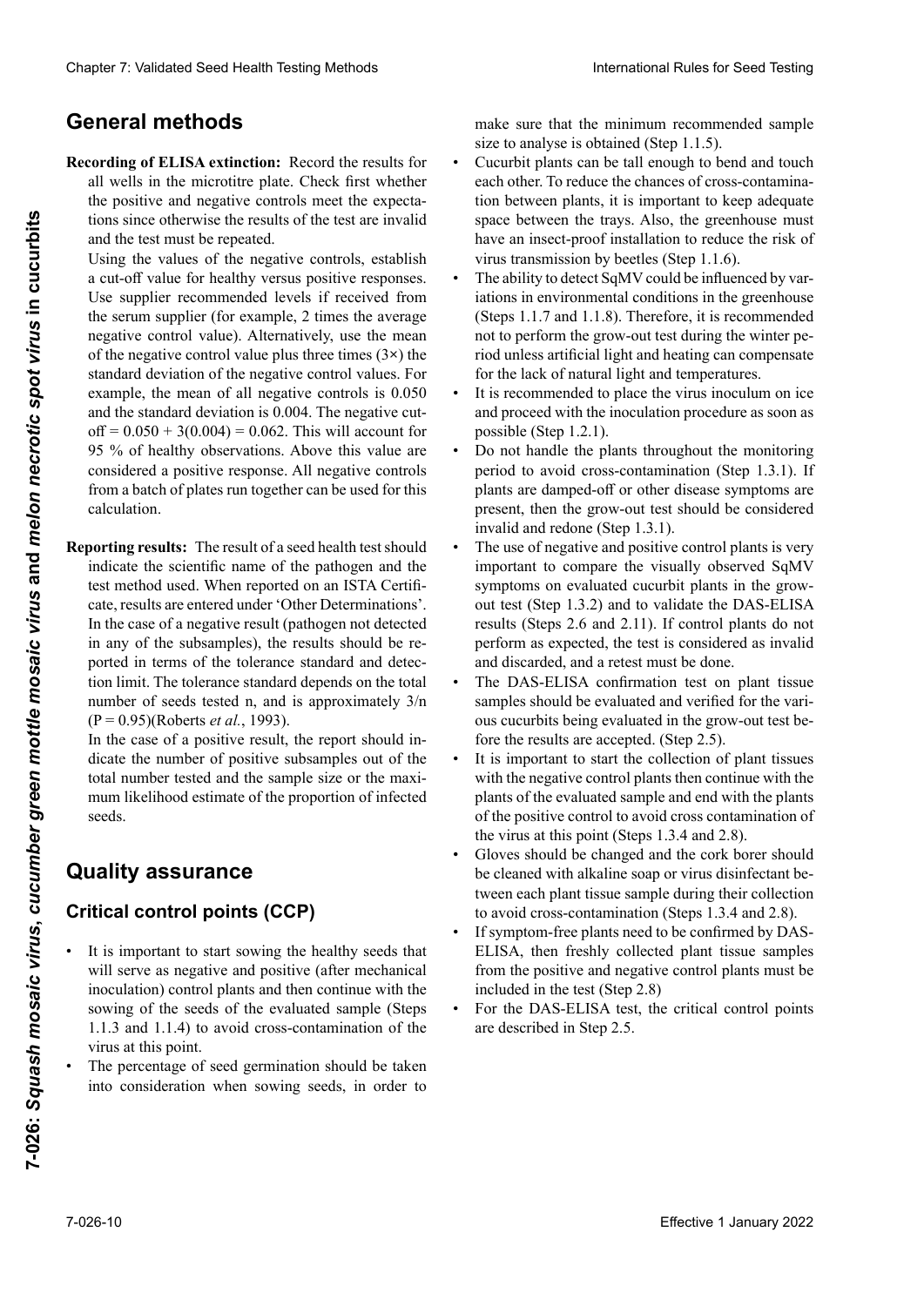# General methods

**Recording of ELISA extinction:** Record the results for all wells in the microtitre plate. Check first whether the positive and negative controls meet the expectations since otherwise the results of the test are invalid and the test must be repeated.

Using the values of the negative controls, establish a cut-off value for healthy versus positive responses. Use supplier recommended levels if received from the serum supplier (for example, 2 times the average negative control value). Alternatively, use the mean of the negative control value plus three times (3×) the standard deviation of the negative control values. For example, the mean of all negative controls is 0.050 and the standard deviation is 0.004. The negative cut-off = 0.050 + 3(0.004) = 0.062. This will account for 95 % of healthy observations. Above this value are considered a positive response. All negative controls from a batch of plates run together can be used for this calculation.

**Reporting results:** The result of a seed health test should indicate the scientific name of the pathogen and the test method used. When reported on an ISTA Certificate, results are entered under 'Other Determinations'. In the case of a negative result (pathogen not detected in any of the subsamples), the results should be reported in terms of the tolerance standard and detection limit. The tolerance standard depends on the total number of seeds tested n, and is approximately 3/n (P = 0.95)(Roberts *et al.*, 1993).

In the case of a positive result, the report should indicate the number of positive subsamples out of the total number tested and the sample size or the maximum likelihood estimate of the proportion of infected seeds.

# Quality assurance

## Critical control points (CCP)

- It is important to start sowing the healthy seeds that will serve as negative and positive (after mechanical inoculation) control plants and then continue with the sowing of the seeds of the evaluated sample (Steps 1.1.3 and 1.1.4) to avoid cross-contamination of the virus at this point.
- The percentage of seed germination should be taken into consideration when sowing seeds, in order to make sure that the minimum recommended sample size to analyse is obtained (Step 1.1.5).
- Cucurbit plants can be tall enough to bend and touch each other. To reduce the chances of cross-contamination between plants, it is important to keep adequate space between the trays. Also, the greenhouse must have an insect-proof installation to reduce the risk of virus transmission by beetles (Step 1.1.6).
- The ability to detect SqMV could be influenced by variations in environmental conditions in the greenhouse (Steps 1.1.7 and 1.1.8). Therefore, it is recommended not to perform the grow-out test during the winter period unless artificial light and heating can compensate for the lack of natural light and temperatures.
- It is recommended to place the virus inoculum on ice and proceed with the inoculation procedure as soon as possible (Step 1.2.1).
- Do not handle the plants throughout the monitoring period to avoid cross-contamination (Step 1.3.1). If plants are damped-off or other disease symptoms are present, then the grow-out test should be considered invalid and redone (Step 1.3.1).
- The use of negative and positive control plants is very important to compare the visually observed SqMV symptoms on evaluated cucurbit plants in the grow-out test (Step 1.3.2) and to validate the DAS-ELISA results (Steps 2.6 and 2.11). If control plants do not perform as expected, the test is considered as invalid and discarded, and a retest must be done.
- The DAS-ELISA confirmation test on plant tissue samples should be evaluated and verified for the various cucurbits being evaluated in the grow-out test before the results are accepted. (Step 2.5).
- It is important to start the collection of plant tissues with the negative control plants then continue with the plants of the evaluated sample and end with the plants of the positive control to avoid cross contamination of the virus at this point (Steps 1.3.4 and 2.8).
- Gloves should be changed and the cork borer should be cleaned with alkaline soap or virus disinfectant between each plant tissue sample during their collection to avoid cross-contamination (Steps 1.3.4 and 2.8).
- If symptom-free plants need to be confirmed by DAS-ELISA, then freshly collected plant tissue samples from the positive and negative control plants must be included in the test (Step 2.8)
- For the DAS-ELISA test, the critical control points are described in Step 2.5.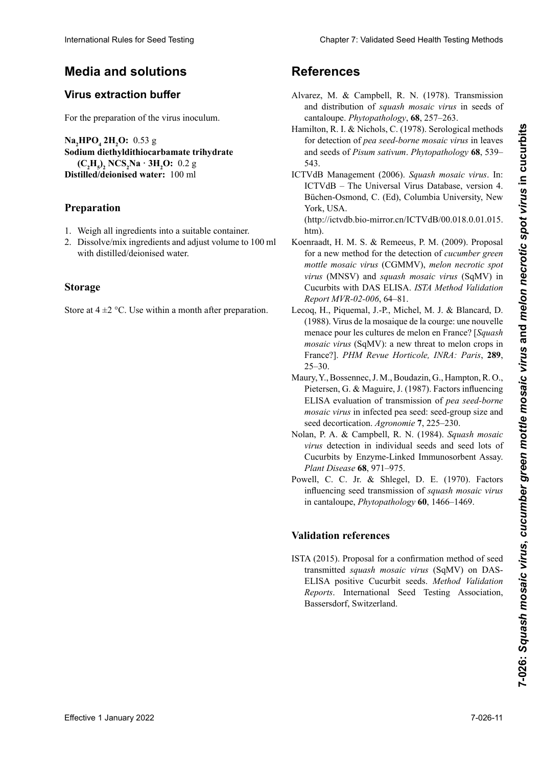# Media and solutions

## Virus extraction buffer

For the preparation of the virus inoculum.

**$Na_2HPO_4$ $2H_2O$:** 0.53 g
**Sodium diethyldithiocarbamate trihydrate $(C_2H_5)_2$ $NCS_2Na \cdot 3H_2O$:** 0.2 g
**Distilled/deionised water:** 100 ml

### Preparation

1. Weigh all ingredients into a suitable container.
2. Dissolve/mix ingredients and adjust volume to 100 ml with distilled/deionised water.

### Storage

Store at 4 ±2 °C. Use within a month after preparation.

# References

Alvarez, M. & Campbell, R. N. (1978). Transmission and distribution of *squash mosaic virus* in seeds of cantaloupe. *Phytopathology*, **68**, 257–263.

Hamilton, R. I. & Nichols, C. (1978). Serological methods for detection of *pea seed-borne mosaic virus* in leaves and seeds of *Pisum sativum*. *Phytopathology* **68**, 539–543.

ICTVdB Management (2006). *Squash mosaic virus*. In: ICTVdB – The Universal Virus Database, version 4. Büchen-Osmond, C. (Ed), Columbia University, New York, USA. (http://ictvdb.bio-mirror.cn/ICTVdB/00.018.0.01.015.htm).

Koenraadt, H. M. S. & Remeeus, P. M. (2009). Proposal for a new method for the detection of *cucumber green mottle mosaic virus* (CGMMV), *melon necrotic spot virus* (MNSV) and *squash mosaic virus* (SqMV) in Cucurbits with DAS ELISA. *ISTA Method Validation Report MVR-02-006*, 64–81.

Lecoq, H., Piquemal, J.-P., Michel, M. J. & Blancard, D. (1988). Virus de la mosaique de la courge: une nouvelle menace pour les cultures de melon en France? [*Squash mosaic virus* (SqMV): a new threat to melon crops in France?]. *PHM Revue Horticole, INRA: Paris*, **289**, 25–30.

Maury, Y., Bossennec, J. M., Boudazin, G., Hampton, R. O., Pietersen, G. & Maguire, J. (1987). Factors influencing ELISA evaluation of transmission of *pea seed-borne mosaic virus* in infected pea seed: seed-group size and seed decortication. *Agronomie* **7**, 225–230.

Nolan, P. A. & Campbell, R. N. (1984). *Squash mosaic virus* detection in individual seeds and seed lots of Cucurbits by Enzyme-Linked Immunosorbent Assay. *Plant Disease* **68**, 971–975.

Powell, C. C. Jr. & Shlegel, D. E. (1970). Factors influencing seed transmission of *squash mosaic virus* in cantaloupe, *Phytopathology* **60**, 1466–1469.

## Validation references

ISTA (2015). Proposal for a confirmation method of seed transmitted *squash mosaic virus* (SqMV) on DAS-ELISA positive Cucurbit seeds. *Method Validation Reports*. International Seed Testing Association, Bassersdorf, Switzerland.